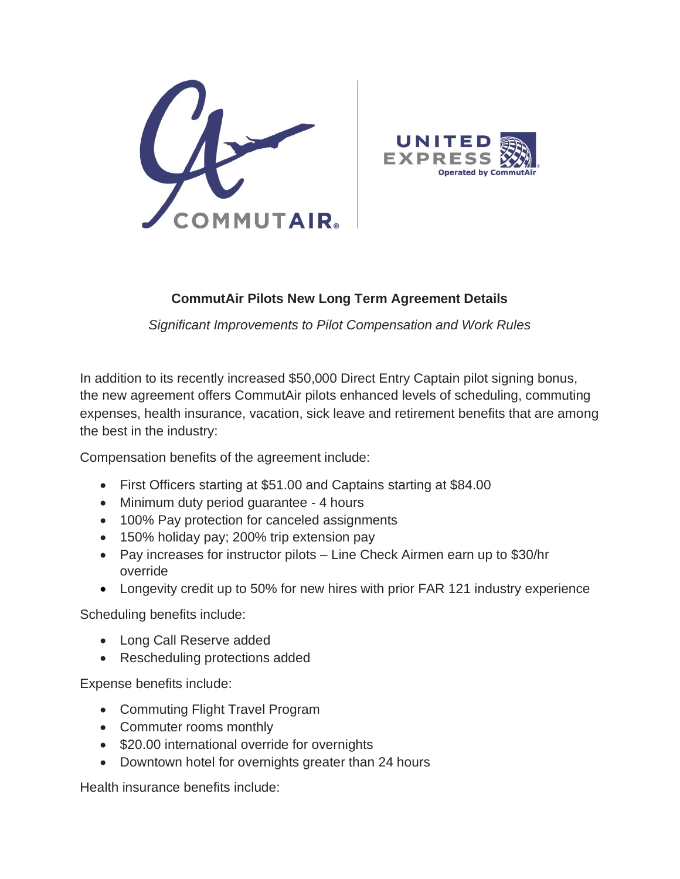**CommutAir Pilots New Long Term Agreement Details**

*Significant Improvements to Pilot Compensation and Work Rules*

In addition to its recently increased $50,000 Direct Entry Captain pilot signing bonus, the new agreement offers CommutAir pilots enhanced levels of scheduling, commuting expenses, health insurance, vacation, sick leave and retirement benefits that are among the best in the industry:

Compensation benefits of the agreement include:

- First Officers starting at $51.00 and Captains starting at $84.00
- Minimum duty period guarantee - 4 hours
- 100% Pay protection for canceled assignments
- 150% holiday pay; 200% trip extension pay
- Pay increases for instructor pilots – Line Check Airmen earn up to $30/hr override
- Longevity credit up to 50% for new hires with prior FAR 121 industry experience

Scheduling benefits include:

- Long Call Reserve added
- Rescheduling protections added

Expense benefits include:

- Commuting Flight Travel Program
- Commuter rooms monthly
- $20.00 international override for overnights
- Downtown hotel for overnights greater than 24 hours

Health insurance benefits include: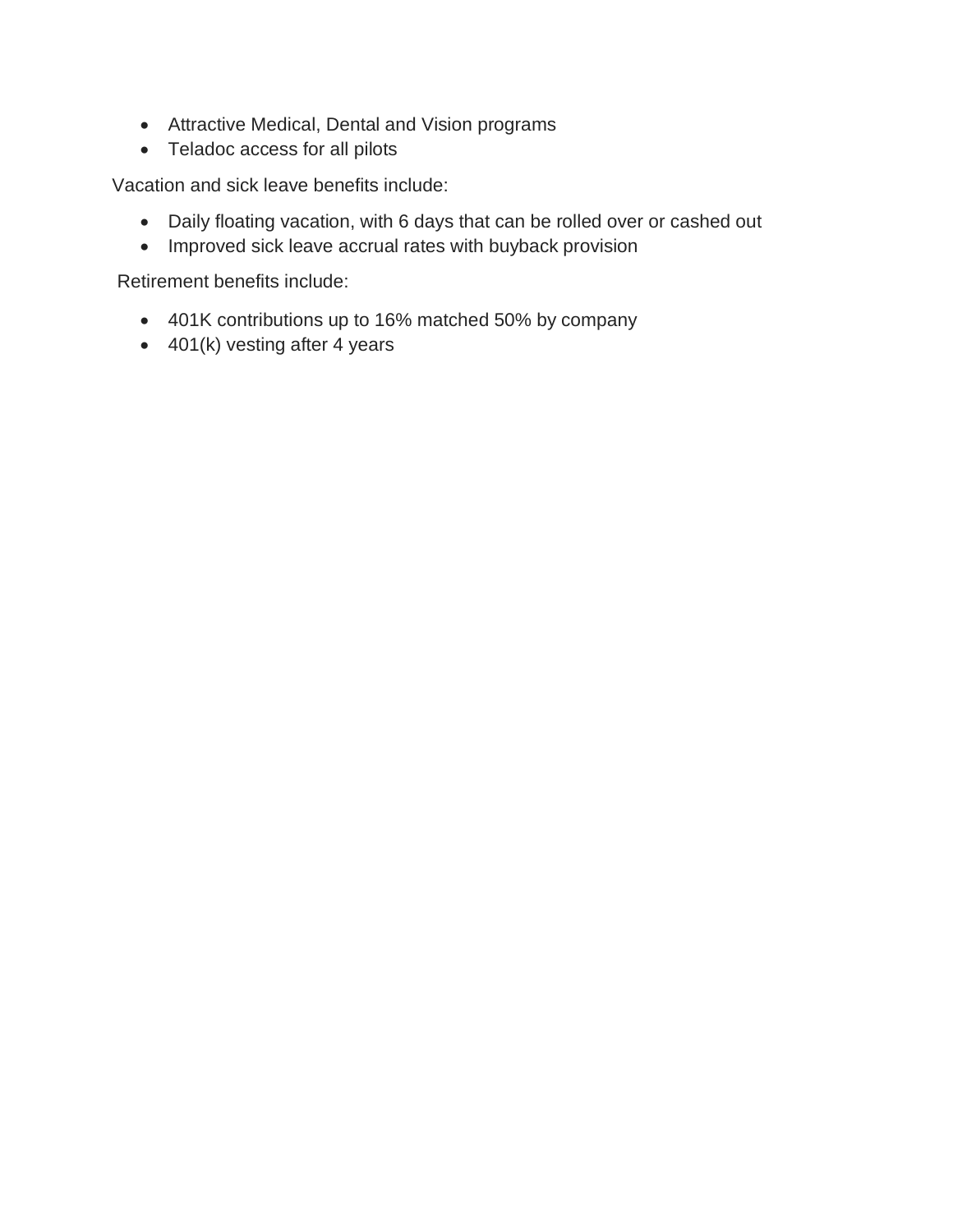- Attractive Medical, Dental and Vision programs
- Teladoc access for all pilots

Vacation and sick leave benefits include:

- Daily floating vacation, with 6 days that can be rolled over or cashed out
- Improved sick leave accrual rates with buyback provision

Retirement benefits include:

- 401K contributions up to 16% matched 50% by company
- 401(k) vesting after 4 years